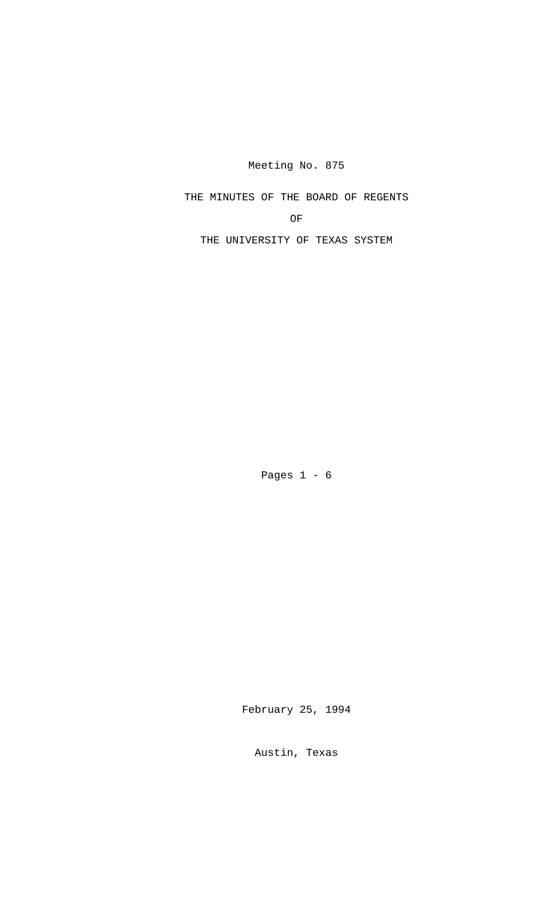Meeting No. 875

# THE MINUTES OF THE BOARD OF REGENTS

# OF

# THE UNIVERSITY OF TEXAS SYSTEM

Pages 1 - 6

February 25, 1994

Austin, Texas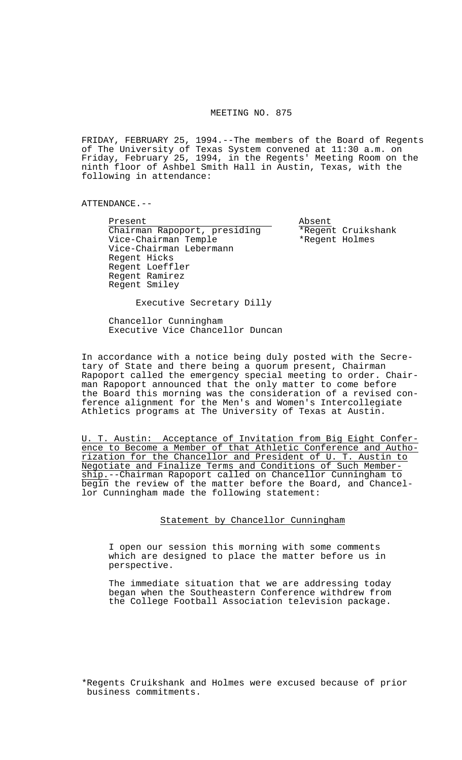# MEETING NO. 875

FRIDAY, FEBRUARY 25, 1994.--The members of the Board of Regents of The University of Texas System convened at 11:30 a.m. on Friday, February 25, 1994, in the Regents' Meeting Room on the ninth floor of Ashbel Smith Hall in Austin, Texas, with the following in attendance:

ATTENDANCE.--

| Present | Absent |
| --- | --- |
| Chairman Rapoport, presiding | *Regent Cruikshank |
| Vice-Chairman Temple | *Regent Holmes |
| Vice-Chairman Lebermann | |
| Regent Hicks | |
| Regent Loeffler | |
| Regent Ramirez | |
| Regent Smiley | |

Executive Secretary Dilly

Chancellor Cunningham
Executive Vice Chancellor Duncan

In accordance with a notice being duly posted with the Secretary of State and there being a quorum present, Chairman Rapoport called the emergency special meeting to order. Chairman Rapoport announced that the only matter to come before the Board this morning was the consideration of a revised conference alignment for the Men's and Women's Intercollegiate Athletics programs at The University of Texas at Austin.

U. T. Austin: Acceptance of Invitation from Big Eight Conference to Become a Member of that Athletic Conference and Authorization for the Chancellor and President of U. T. Austin to Negotiate and Finalize Terms and Conditions of Such Membership.--Chairman Rapoport called on Chancellor Cunningham to begin the review of the matter before the Board, and Chancellor Cunningham made the following statement:

## Statement by Chancellor Cunningham

I open our session this morning with some comments which are designed to place the matter before us in perspective.

The immediate situation that we are addressing today began when the Southeastern Conference withdrew from the College Football Association television package.

*Regents Cruikshank and Holmes were excused because of prior business commitments.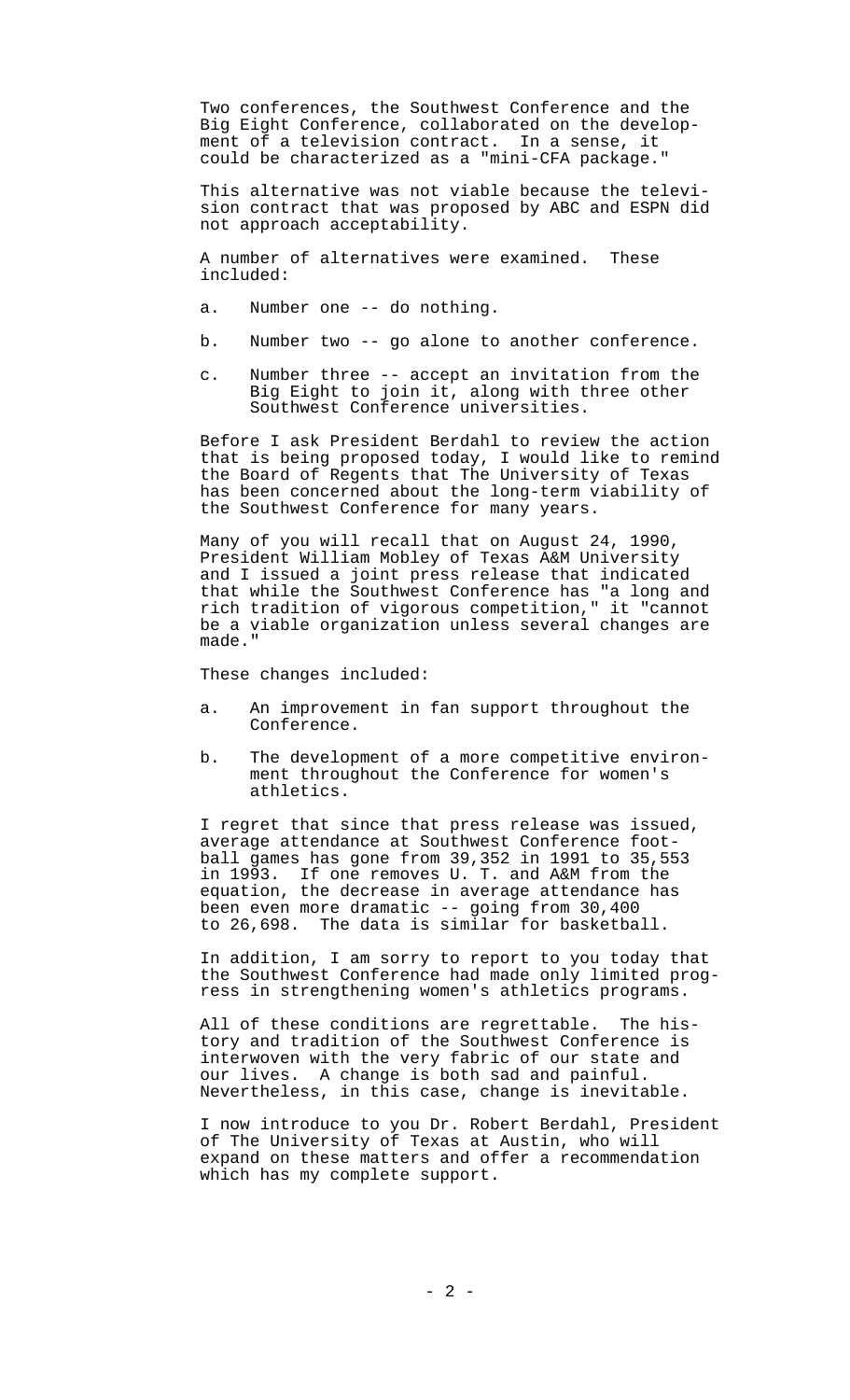Two conferences, the Southwest Conference and the Big Eight Conference, collaborated on the development of a television contract. In a sense, it could be characterized as a "mini-CFA package."

This alternative was not viable because the television contract that was proposed by ABC and ESPN did not approach acceptability.

A number of alternatives were examined. These included:

a. Number one -- do nothing.

b. Number two -- go alone to another conference.

c. Number three -- accept an invitation from the Big Eight to join it, along with three other Southwest Conference universities.

Before I ask President Berdahl to review the action that is being proposed today, I would like to remind the Board of Regents that The University of Texas has been concerned about the long-term viability of the Southwest Conference for many years.

Many of you will recall that on August 24, 1990, President William Mobley of Texas A&M University and I issued a joint press release that indicated that while the Southwest Conference has "a long and rich tradition of vigorous competition," it "cannot be a viable organization unless several changes are made."

These changes included:

a. An improvement in fan support throughout the Conference.

b. The development of a more competitive environment throughout the Conference for women's athletics.

I regret that since that press release was issued, average attendance at Southwest Conference football games has gone from 39,352 in 1991 to 35,553 in 1993. If one removes U. T. and A&M from the equation, the decrease in average attendance has been even more dramatic -- going from 30,400 to 26,698. The data is similar for basketball.

In addition, I am sorry to report to you today that the Southwest Conference had made only limited progress in strengthening women's athletics programs.

All of these conditions are regrettable. The history and tradition of the Southwest Conference is interwoven with the very fabric of our state and our lives. A change is both sad and painful. Nevertheless, in this case, change is inevitable.

I now introduce to you Dr. Robert Berdahl, President of The University of Texas at Austin, who will expand on these matters and offer a recommendation which has my complete support.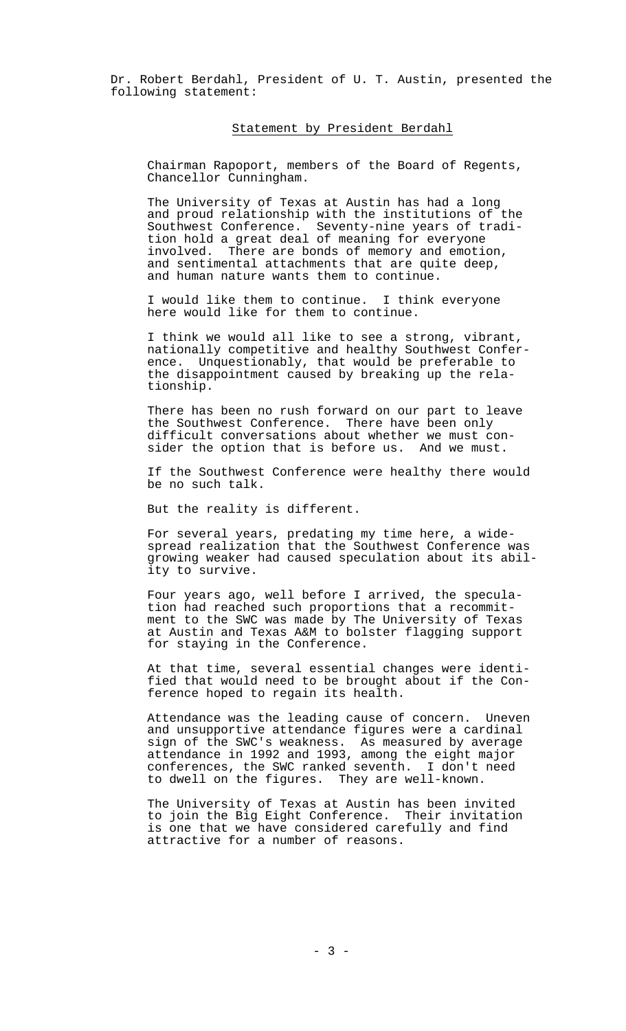Dr. Robert Berdahl, President of U. T. Austin, presented the following statement:

## Statement by President Berdahl

Chairman Rapoport, members of the Board of Regents, Chancellor Cunningham.

The University of Texas at Austin has had a long and proud relationship with the institutions of the Southwest Conference. Seventy-nine years of tradition hold a great deal of meaning for everyone involved. There are bonds of memory and emotion, and sentimental attachments that are quite deep, and human nature wants them to continue.

I would like them to continue. I think everyone here would like for them to continue.

I think we would all like to see a strong, vibrant, nationally competitive and healthy Southwest Conference. Unquestionably, that would be preferable to the disappointment caused by breaking up the relationship.

There has been no rush forward on our part to leave the Southwest Conference. There have been only difficult conversations about whether we must consider the option that is before us. And we must.

If the Southwest Conference were healthy there would be no such talk.

But the reality is different.

For several years, predating my time here, a widespread realization that the Southwest Conference was growing weaker had caused speculation about its ability to survive.

Four years ago, well before I arrived, the speculation had reached such proportions that a recommitment to the SWC was made by The University of Texas at Austin and Texas A&M to bolster flagging support for staying in the Conference.

At that time, several essential changes were identified that would need to be brought about if the Conference hoped to regain its health.

Attendance was the leading cause of concern. Uneven and unsupportive attendance figures were a cardinal sign of the SWC's weakness. As measured by average attendance in 1992 and 1993, among the eight major conferences, the SWC ranked seventh. I don't need to dwell on the figures. They are well-known.

The University of Texas at Austin has been invited to join the Big Eight Conference. Their invitation is one that we have considered carefully and find attractive for a number of reasons.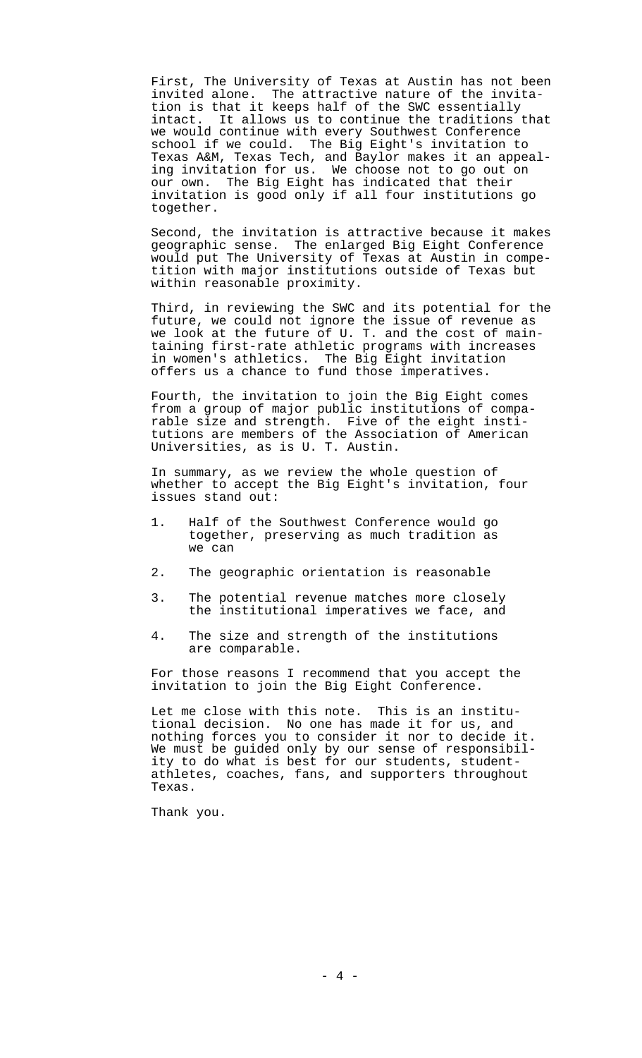First, The University of Texas at Austin has not been invited alone. The attractive nature of the invitation is that it keeps half of the SWC essentially intact. It allows us to continue the traditions that we would continue with every Southwest Conference school if we could. The Big Eight's invitation to Texas A&M, Texas Tech, and Baylor makes it an appealing invitation for us. We choose not to go out on our own. The Big Eight has indicated that their invitation is good only if all four institutions go together.

Second, the invitation is attractive because it makes geographic sense. The enlarged Big Eight Conference would put The University of Texas at Austin in competition with major institutions outside of Texas but within reasonable proximity.

Third, in reviewing the SWC and its potential for the future, we could not ignore the issue of revenue as we look at the future of U. T. and the cost of maintaining first-rate athletic programs with increases in women's athletics. The Big Eight invitation offers us a chance to fund those imperatives.

Fourth, the invitation to join the Big Eight comes from a group of major public institutions of comparable size and strength. Five of the eight institutions are members of the Association of American Universities, as is U. T. Austin.

In summary, as we review the whole question of whether to accept the Big Eight's invitation, four issues stand out:

1. Half of the Southwest Conference would go together, preserving as much tradition as we can

2. The geographic orientation is reasonable

3. The potential revenue matches more closely the institutional imperatives we face, and

4. The size and strength of the institutions are comparable.

For those reasons I recommend that you accept the invitation to join the Big Eight Conference.

Let me close with this note. This is an institutional decision. No one has made it for us, and nothing forces you to consider it nor to decide it. We must be guided only by our sense of responsibility to do what is best for our students, student-athletes, coaches, fans, and supporters throughout Texas.

Thank you.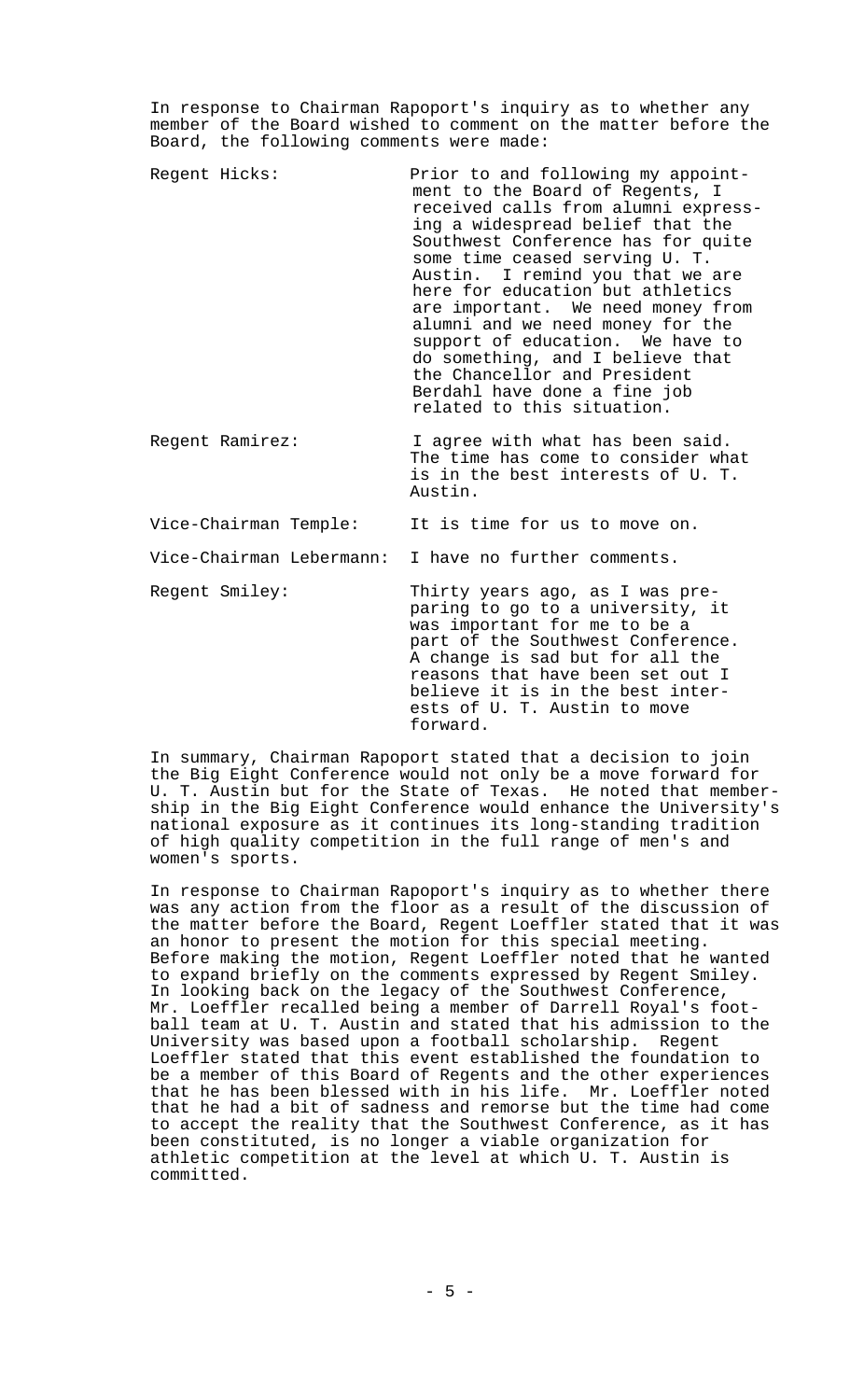In response to Chairman Rapoport's inquiry as to whether any member of the Board wished to comment on the matter before the Board, the following comments were made:

| | |
|---|---|
| Regent Hicks: | Prior to and following my appointment to the Board of Regents, I received calls from alumni expressing a widespread belief that the Southwest Conference has for quite some time ceased serving U. T. Austin. I remind you that we are here for education but athletics are important. We need money from alumni and we need money for the support of education. We have to do something, and I believe that the Chancellor and President Berdahl have done a fine job related to this situation. |
| Regent Ramirez: | I agree with what has been said. The time has come to consider what is in the best interests of U. T. Austin. |
| Vice-Chairman Temple: | It is time for us to move on. |
| Vice-Chairman Lebermann: | I have no further comments. |
| Regent Smiley: | Thirty years ago, as I was preparing to go to a university, it was important for me to be a part of the Southwest Conference. A change is sad but for all the reasons that have been set out I believe it is in the best interests of U. T. Austin to move forward. |

In summary, Chairman Rapoport stated that a decision to join the Big Eight Conference would not only be a move forward for U. T. Austin but for the State of Texas. He noted that membership in the Big Eight Conference would enhance the University's national exposure as it continues its long-standing tradition of high quality competition in the full range of men's and women's sports.

In response to Chairman Rapoport's inquiry as to whether there was any action from the floor as a result of the discussion of the matter before the Board, Regent Loeffler stated that it was an honor to present the motion for this special meeting. Before making the motion, Regent Loeffler noted that he wanted to expand briefly on the comments expressed by Regent Smiley. In looking back on the legacy of the Southwest Conference, Mr. Loeffler recalled being a member of Darrell Royal's football team at U. T. Austin and stated that his admission to the University was based upon a football scholarship. Regent Loeffler stated that this event established the foundation to be a member of this Board of Regents and the other experiences that he has been blessed with in his life. Mr. Loeffler noted that he had a bit of sadness and remorse but the time had come to accept the reality that the Southwest Conference, as it has been constituted, is no longer a viable organization for athletic competition at the level at which U. T. Austin is committed.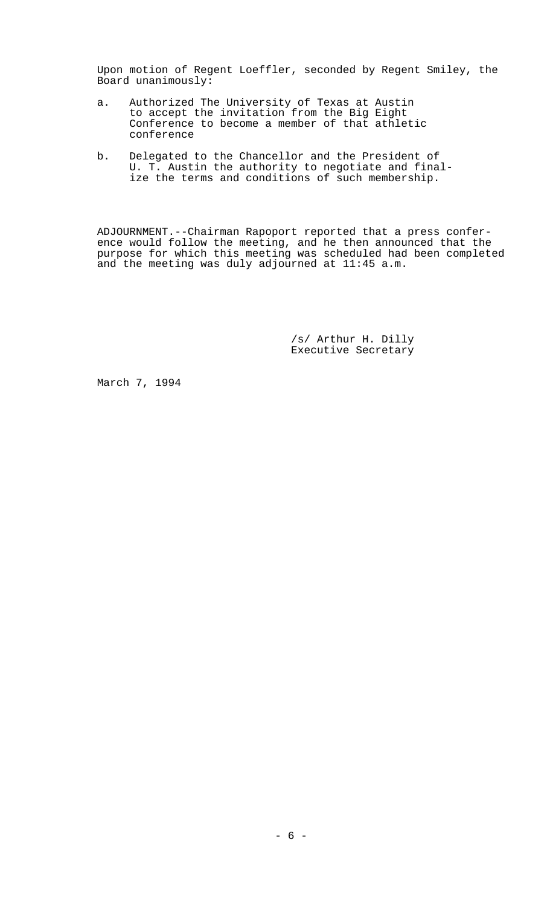Upon motion of Regent Loeffler, seconded by Regent Smiley, the Board unanimously:

a. Authorized The University of Texas at Austin to accept the invitation from the Big Eight Conference to become a member of that athletic conference

b. Delegated to the Chancellor and the President of U. T. Austin the authority to negotiate and finalize the terms and conditions of such membership.

ADJOURNMENT.--Chairman Rapoport reported that a press conference would follow the meeting, and he then announced that the purpose for which this meeting was scheduled had been completed and the meeting was duly adjourned at 11:45 a.m.

/s/ Arthur H. Dilly
Executive Secretary

March 7, 1994